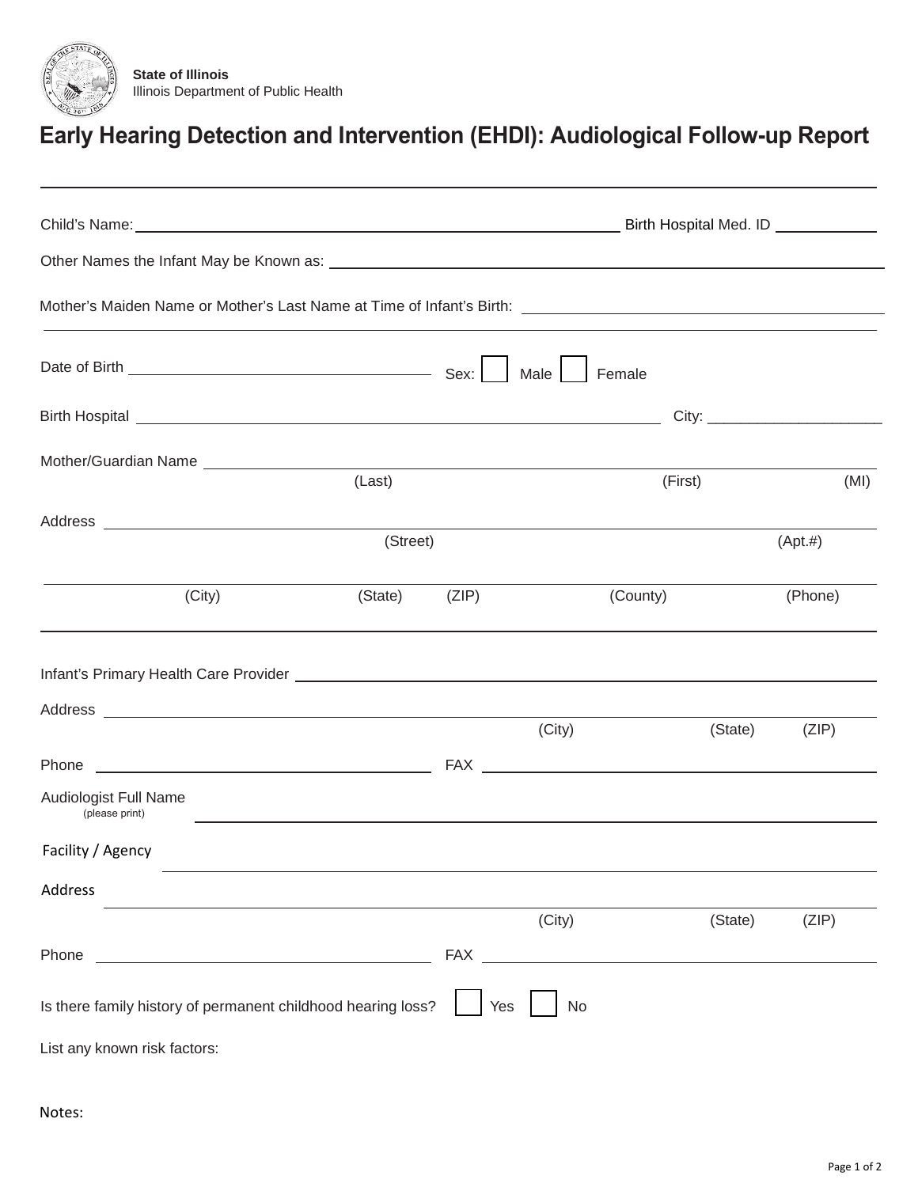State of Illinois
Illinois Department of Public Health

# Early Hearing Detection and Intervention (EHDI): Audiological Follow-up Report

---

Child's Name: ______________________________ Birth Hospital Med. ID __________

Other Names the Infant May be Known as: ______________________________

Mother's Maiden Name or Mother's Last Name at Time of Infant's Birth: ______________________________

---

Date of Birth ____________________ Sex: ☐ Male ☐ Female

Birth Hospital ______________________________ City: ____________________

Mother/Guardian Name ______________________________
(Last) (First) (MI)

Address ______________________________
(Street) (Apt.#)

______________________________
(City) (State) (ZIP) (County) (Phone)

---

Infant's Primary Health Care Provider ______________________________

Address ______________________________
(City) (State) (ZIP)

Phone ____________________ FAX ____________________

Audiologist Full Name
(please print) ______________________________

Facility / Agency ______________________________

Address ______________________________
(City) (State) (ZIP)

Phone ____________________ FAX ____________________

Is there family history of permanent childhood hearing loss? ☐ Yes ☐ No

List any known risk factors:

Notes: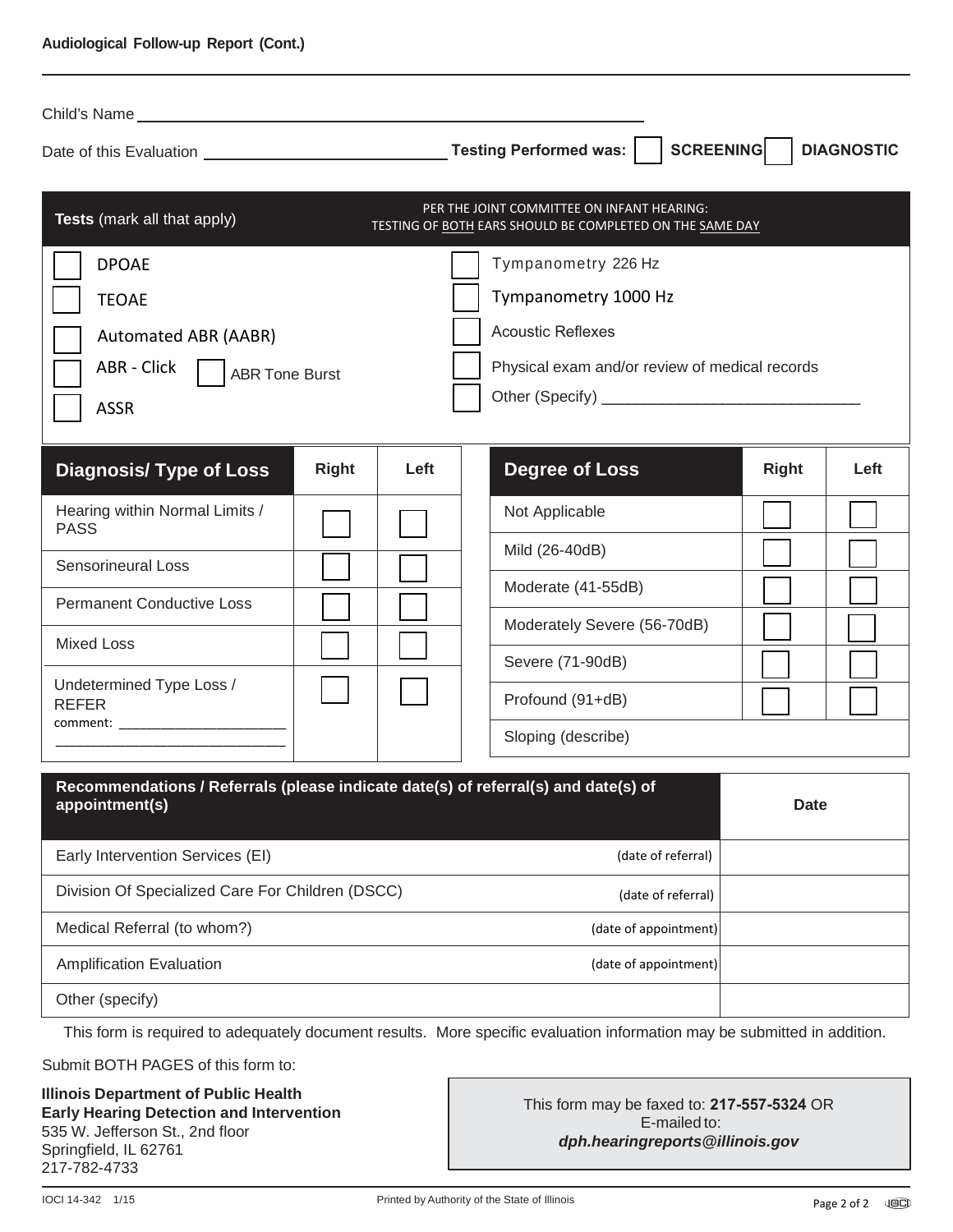**Audiological Follow-up Report (Cont.)**

Child's Name ________________________________________________

Date of this Evaluation ____________________________ **Testing Performed was:** ☐ **SCREENING** ☐ **DIAGNOSTIC**

| **Tests** (mark all that apply) | PER THE JOINT COMMITTEE ON INFANT HEARING: TESTING OF BOTH EARS SHOULD BE COMPLETED ON THE SAME DAY |
|---|---|
| ☐ DPOAE | ☐ Tympanometry 226 Hz |
| ☐ TEOAE | ☐ Tympanometry 1000 Hz |
| ☐ Automated ABR (AABR) | ☐ Acoustic Reflexes |
| ☐ ABR - Click ☐ ABR Tone Burst | ☐ Physical exam and/or review of medical records |
| ☐ ASSR | ☐ Other (Specify) ______________________________ |

| Diagnosis/ Type of Loss | Right | Left |
|---|---|---|
| Hearing within Normal Limits / PASS | ☐ | ☐ |
| Sensorineural Loss | ☐ | ☐ |
| Permanent Conductive Loss | ☐ | ☐ |
| Mixed Loss | ☐ | ☐ |
| Undetermined Type Loss / REFER comment: ______________________ ______________________________ | ☐ | ☐ |

| Degree of Loss | Right | Left |
|---|---|---|
| Not Applicable | ☐ | ☐ |
| Mild (26-40dB) | ☐ | ☐ |
| Moderate (41-55dB) | ☐ | ☐ |
| Moderately Severe (56-70dB) | ☐ | ☐ |
| Severe (71-90dB) | ☐ | ☐ |
| Profound (91+dB) | ☐ | ☐ |
| Sloping (describe) | | |

| Recommendations / Referrals (please indicate date(s) of referral(s) and date(s) of appointment(s) | | Date |
|---|---|---|
| Early Intervention Services (EI) | (date of referral) | |
| Division Of Specialized Care For Children (DSCC) | (date of referral) | |
| Medical Referral (to whom?) | (date of appointment) | |
| Amplification Evaluation | (date of appointment) | |
| Other (specify) | | |

This form is required to adequately document results. More specific evaluation information may be submitted in addition.

Submit BOTH PAGES of this form to:

**Illinois Department of Public Health**
**Early Hearing Detection and Intervention**
535 W. Jefferson St., 2nd floor
Springfield, IL 62761
217-782-4733

This form may be faxed to: **217-557-5324** OR
E-mailed to:
***dph.hearingreports@illinois.gov***

IOCI 14-342 1/15

Printed by Authority of the State of Illinois